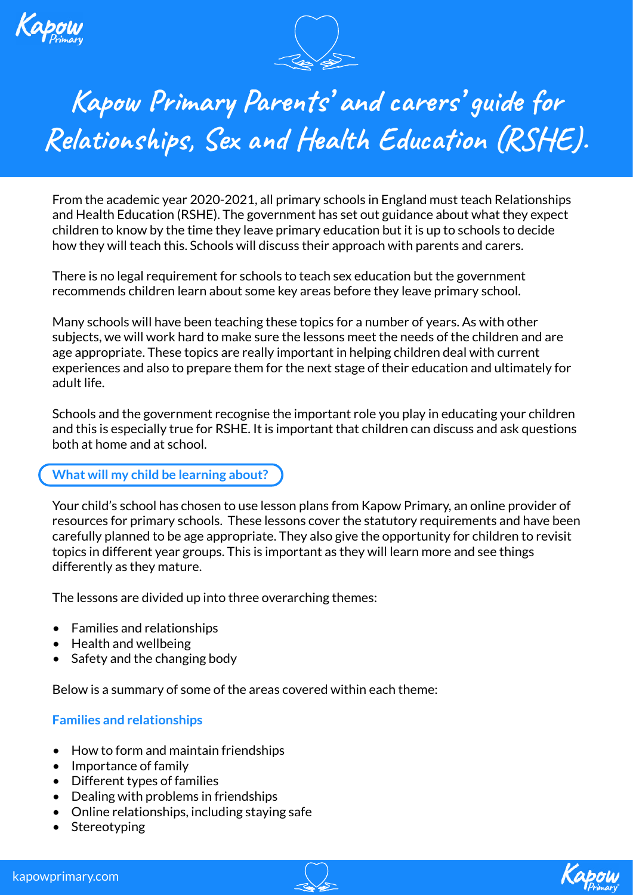# Kapow Primary Parents' and carers' guide for Relationships, Sex and Health Education (RSHE).

From the academic year 2020-2021, all primary schools in England must teach Relationships and Health Education (RSHE). The government has set out guidance about what they expect children to know by the time they leave primary education but it is up to schools to decide how they will teach this. Schools will discuss their approach with parents and carers.

There is no legal requirement for schools to teach sex education but the government recommends children learn about some key areas before they leave primary school.

Many schools will have been teaching these topics for a number of years. As with other subjects, we will work hard to make sure the lessons meet the needs of the children and are age appropriate. These topics are really important in helping children deal with current experiences and also to prepare them for the next stage of their education and ultimately for adult life.

Schools and the government recognise the important role you play in educating your children and this is especially true for RSHE. It is important that children can discuss and ask questions both at home and at school.

## What will my child be learning about?

Your child's school has chosen to use lesson plans from Kapow Primary, an online provider of resources for primary schools. These lessons cover the statutory requirements and have been carefully planned to be age appropriate. They also give the opportunity for children to revisit topics in different year groups. This is important as they will learn more and see things differently as they mature.

The lessons are divided up into three overarching themes:

- Families and relationships
- Health and wellbeing
- Safety and the changing body

Below is a summary of some of the areas covered within each theme:

### Families and relationships

- How to form and maintain friendships
- Importance of family
- Different types of families
- Dealing with problems in friendships
- Online relationships, including staying safe
- Stereotyping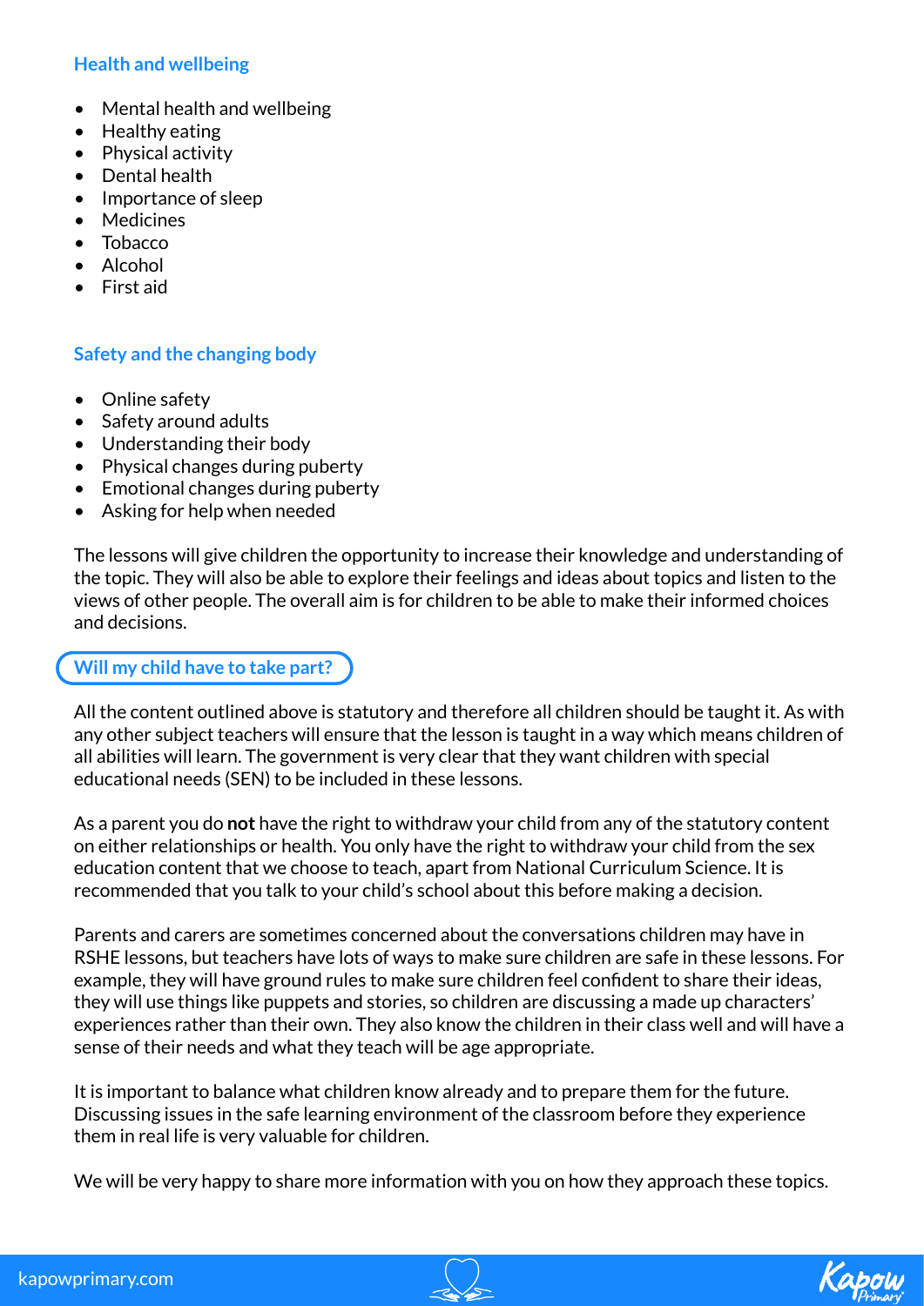## Health and wellbeing

- Mental health and wellbeing
- Healthy eating
- Physical activity
- Dental health
- Importance of sleep
- Medicines
- Tobacco
- Alcohol
- First aid

## Safety and the changing body

- Online safety
- Safety around adults
- Understanding their body
- Physical changes during puberty
- Emotional changes during puberty
- Asking for help when needed

The lessons will give children the opportunity to increase their knowledge and understanding of the topic. They will also be able to explore their feelings and ideas about topics and listen to the views of other people. The overall aim is for children to be able to make their informed choices and decisions.

## Will my child have to take part?

All the content outlined above is statutory and therefore all children should be taught it. As with any other subject teachers will ensure that the lesson is taught in a way which means children of all abilities will learn. The government is very clear that they want children with special educational needs (SEN) to be included in these lessons.

As a parent you do **not** have the right to withdraw your child from any of the statutory content on either relationships or health. You only have the right to withdraw your child from the sex education content that we choose to teach, apart from National Curriculum Science. It is recommended that you talk to your child's school about this before making a decision.

Parents and carers are sometimes concerned about the conversations children may have in RSHE lessons, but teachers have lots of ways to make sure children are safe in these lessons. For example, they will have ground rules to make sure children feel confident to share their ideas, they will use things like puppets and stories, so children are discussing a made up characters' experiences rather than their own. They also know the children in their class well and will have a sense of their needs and what they teach will be age appropriate.

It is important to balance what children know already and to prepare them for the future. Discussing issues in the safe learning environment of the classroom before they experience them in real life is very valuable for children.

We will be very happy to share more information with you on how they approach these topics.